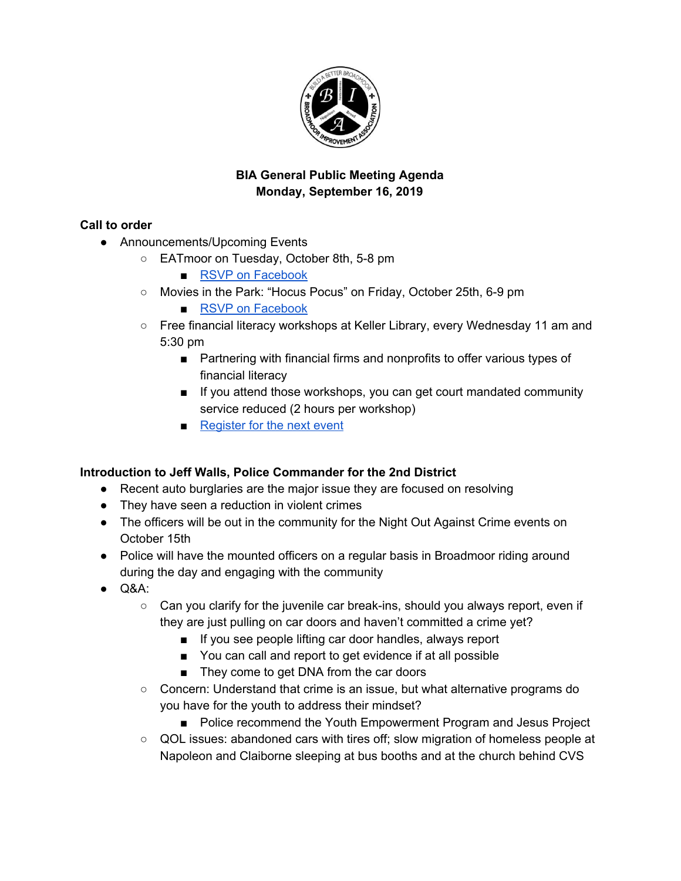**BIA General Public Meeting Agenda**
**Monday, September 16, 2019**

**Call to order**

- Announcements/Upcoming Events
    - EATmoor on Tuesday, October 8th, 5-8 pm
        - RSVP on Facebook
    - Movies in the Park: "Hocus Pocus" on Friday, October 25th, 6-9 pm
        - RSVP on Facebook
    - Free financial literacy workshops at Keller Library, every Wednesday 11 am and 5:30 pm
        - Partnering with financial firms and nonprofits to offer various types of financial literacy
        - If you attend those workshops, you can get court mandated community service reduced (2 hours per workshop)
        - Register for the next event

**Introduction to Jeff Walls, Police Commander for the 2nd District**

- Recent auto burglaries are the major issue they are focused on resolving
- They have seen a reduction in violent crimes
- The officers will be out in the community for the Night Out Against Crime events on October 15th
- Police will have the mounted officers on a regular basis in Broadmoor riding around during the day and engaging with the community
- Q&A:
    - Can you clarify for the juvenile car break-ins, should you always report, even if they are just pulling on car doors and haven't committed a crime yet?
        - If you see people lifting car door handles, always report
        - You can call and report to get evidence if at all possible
        - They come to get DNA from the car doors
    - Concern: Understand that crime is an issue, but what alternative programs do you have for the youth to address their mindset?
        - Police recommend the Youth Empowerment Program and Jesus Project
    - QOL issues: abandoned cars with tires off; slow migration of homeless people at Napoleon and Claiborne sleeping at bus booths and at the church behind CVS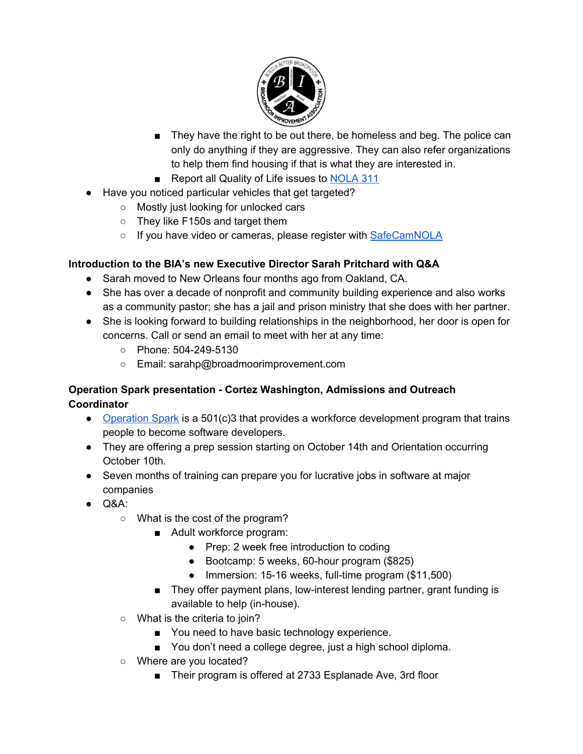- They have the right to be out there, be homeless and beg. The police can only do anything if they are aggressive. They can also refer organizations to help them find housing if that is what they are interested in.
        - Report all Quality of Life issues to [NOLA 311]()
- Have you noticed particular vehicles that get targeted?
    - Mostly just looking for unlocked cars
    - They like F150s and target them
    - If you have video or cameras, please register with [SafeCamNOLA]()

**Introduction to the BIA's new Executive Director Sarah Pritchard with Q&A**

- Sarah moved to New Orleans four months ago from Oakland, CA.
- She has over a decade of nonprofit and community building experience and also works as a community pastor; she has a jail and prison ministry that she does with her partner.
- She is looking forward to building relationships in the neighborhood, her door is open for concerns. Call or send an email to meet with her at any time:
    - Phone: 504-249-5130
    - Email: sarahp@broadmoorimprovement.com

**Operation Spark presentation - Cortez Washington, Admissions and Outreach Coordinator**

- [Operation Spark]() is a 501(c)3 that provides a workforce development program that trains people to become software developers.
- They are offering a prep session starting on October 14th and Orientation occurring October 10th.
- Seven months of training can prepare you for lucrative jobs in software at major companies
- Q&A:
    - What is the cost of the program?
        - Adult workforce program:
            - Prep: 2 week free introduction to coding
            - Bootcamp: 5 weeks, 60-hour program ($825)
            - Immersion: 15-16 weeks, full-time program ($11,500)
        - They offer payment plans, low-interest lending partner, grant funding is available to help (in-house).
    - What is the criteria to join?
        - You need to have basic technology experience.
        - You don't need a college degree, just a high school diploma.
    - Where are you located?
        - Their program is offered at 2733 Esplanade Ave, 3rd floor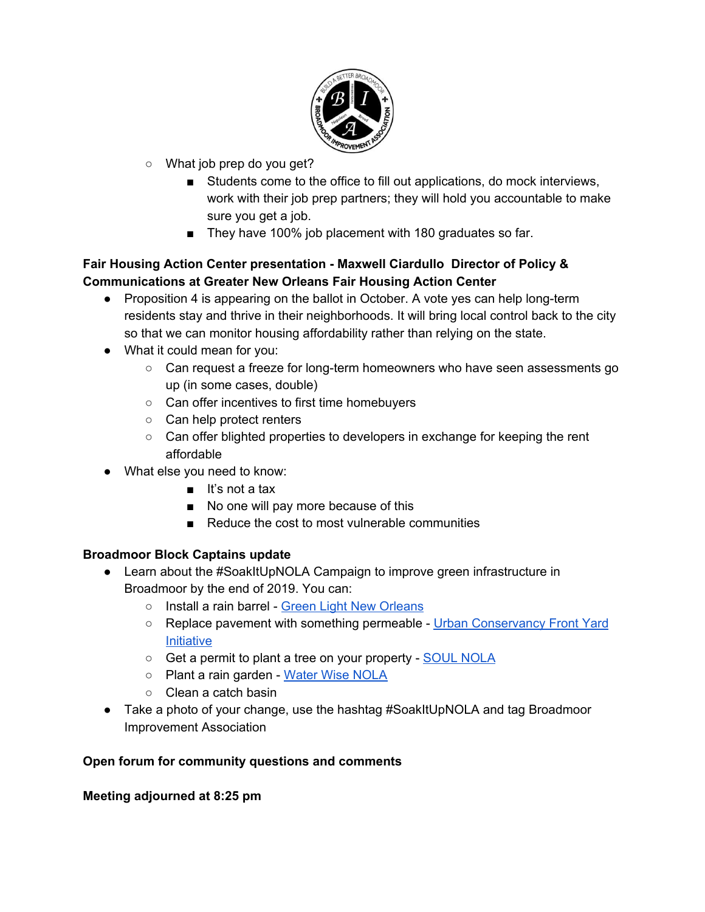- What job prep do you get?
    - Students come to the office to fill out applications, do mock interviews, work with their job prep partners; they will hold you accountable to make sure you get a job.
    - They have 100% job placement with 180 graduates so far.

**Fair Housing Action Center presentation - Maxwell Ciardullo Director of Policy & Communications at Greater New Orleans Fair Housing Action Center**

- Proposition 4 is appearing on the ballot in October. A vote yes can help long-term residents stay and thrive in their neighborhoods. It will bring local control back to the city so that we can monitor housing affordability rather than relying on the state.
- What it could mean for you:
    - Can request a freeze for long-term homeowners who have seen assessments go up (in some cases, double)
    - Can offer incentives to first time homebuyers
    - Can help protect renters
    - Can offer blighted properties to developers in exchange for keeping the rent affordable
- What else you need to know:
    - It's not a tax
    - No one will pay more because of this
    - Reduce the cost to most vulnerable communities

**Broadmoor Block Captains update**

- Learn about the #SoakItUpNOLA Campaign to improve green infrastructure in Broadmoor by the end of 2019. You can:
    - Install a rain barrel - Green Light New Orleans
    - Replace pavement with something permeable - Urban Conservancy Front Yard Initiative
    - Get a permit to plant a tree on your property - SOUL NOLA
    - Plant a rain garden - Water Wise NOLA
    - Clean a catch basin
- Take a photo of your change, use the hashtag #SoakItUpNOLA and tag Broadmoor Improvement Association

**Open forum for community questions and comments**

**Meeting adjourned at 8:25 pm**